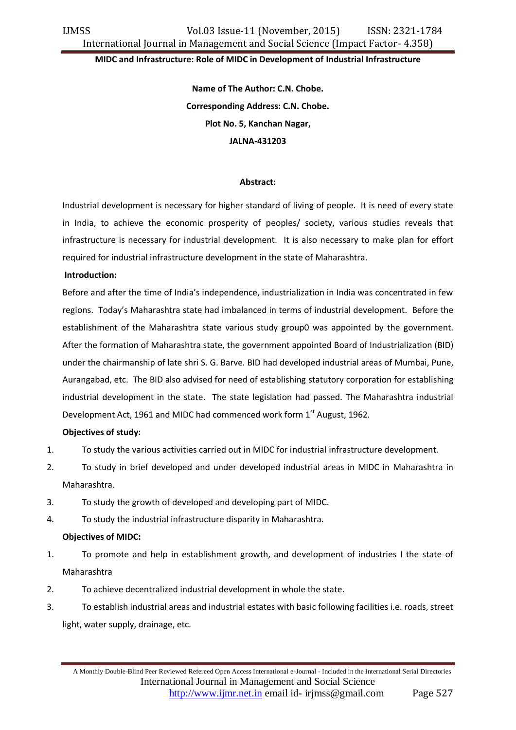# MIDC and Infrastructure: Role of MIDC in Development of Industrial Infrastructure

**Name of The Author: C.N. Chobe.**

**Corresponding Address: C.N. Chobe.**

**Plot No. 5, Kanchan Nagar,**

**JALNA-431203**

**Abstract:**

Industrial development is necessary for higher standard of living of people. It is need of every state in India, to achieve the economic prosperity of peoples/ society, various studies reveals that infrastructure is necessary for industrial development. It is also necessary to make plan for effort required for industrial infrastructure development in the state of Maharashtra.

**Introduction:**

Before and after the time of India's independence, industrialization in India was concentrated in few regions. Today's Maharashtra state had imbalanced in terms of industrial development. Before the establishment of the Maharashtra state various study group0 was appointed by the government. After the formation of Maharashtra state, the government appointed Board of Industrialization (BID) under the chairmanship of late shri S. G. Barve. BID had developed industrial areas of Mumbai, Pune, Aurangabad, etc. The BID also advised for need of establishing statutory corporation for establishing industrial development in the state. The state legislation had passed. The Maharashtra industrial Development Act, 1961 and MIDC had commenced work form 1st August, 1962.

**Objectives of study:**

1. To study the various activities carried out in MIDC for industrial infrastructure development.
2. To study in brief developed and under developed industrial areas in MIDC in Maharashtra in Maharashtra.
3. To study the growth of developed and developing part of MIDC.
4. To study the industrial infrastructure disparity in Maharashtra.

**Objectives of MIDC:**

1. To promote and help in establishment growth, and development of industries I the state of Maharashtra
2. To achieve decentralized industrial development in whole the state.
3. To establish industrial areas and industrial estates with basic following facilities i.e. roads, street light, water supply, drainage, etc.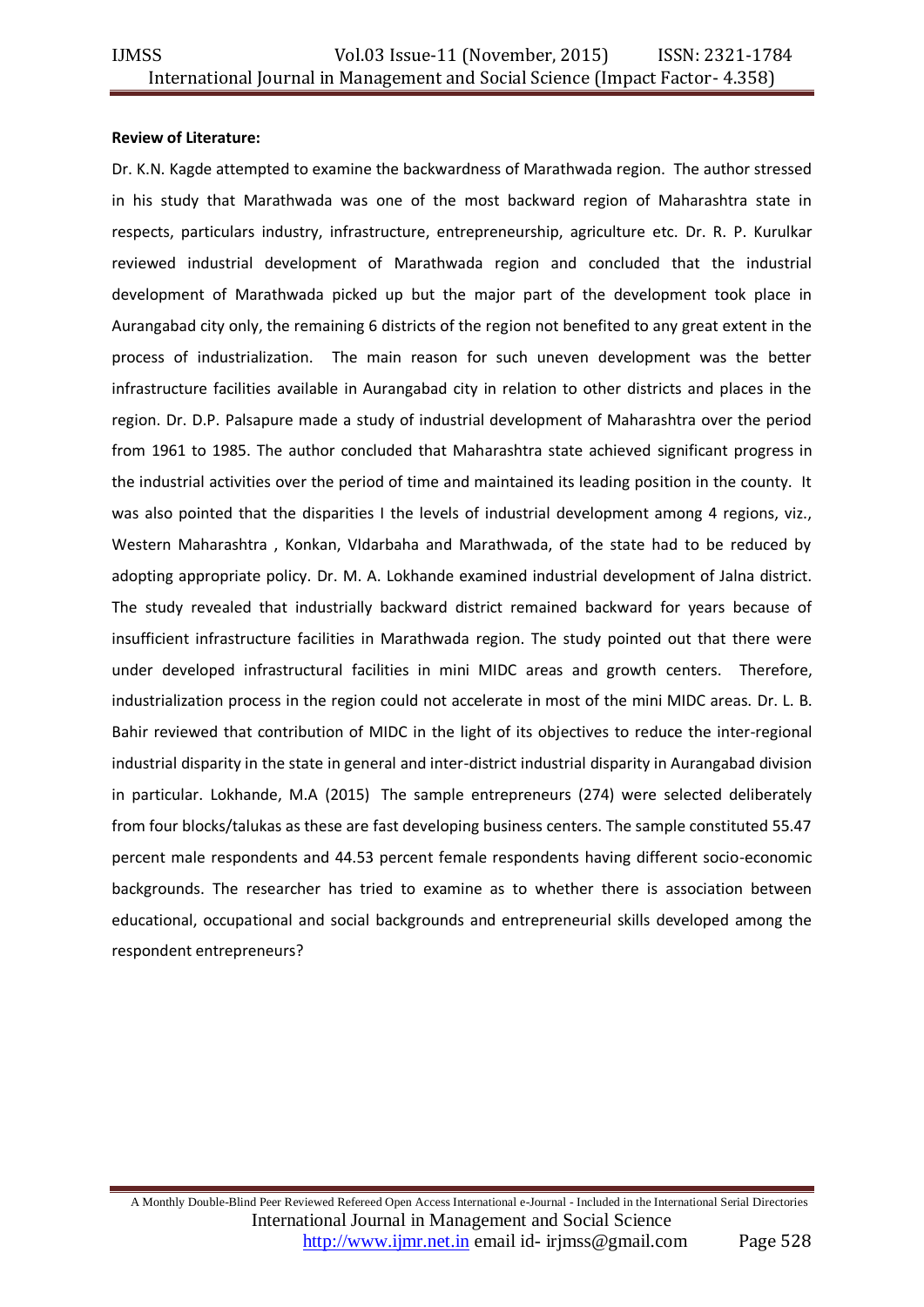**Review of Literature:**

Dr. K.N. Kagde attempted to examine the backwardness of Marathwada region. The author stressed in his study that Marathwada was one of the most backward region of Maharashtra state in respects, particulars industry, infrastructure, entrepreneurship, agriculture etc. Dr. R. P. Kurulkar reviewed industrial development of Marathwada region and concluded that the industrial development of Marathwada picked up but the major part of the development took place in Aurangabad city only, the remaining 6 districts of the region not benefited to any great extent in the process of industrialization. The main reason for such uneven development was the better infrastructure facilities available in Aurangabad city in relation to other districts and places in the region. Dr. D.P. Palsapure made a study of industrial development of Maharashtra over the period from 1961 to 1985. The author concluded that Maharashtra state achieved significant progress in the industrial activities over the period of time and maintained its leading position in the county. It was also pointed that the disparities I the levels of industrial development among 4 regions, viz., Western Maharashtra , Konkan, VIdarbaha and Marathwada, of the state had to be reduced by adopting appropriate policy. Dr. M. A. Lokhande examined industrial development of Jalna district. The study revealed that industrially backward district remained backward for years because of insufficient infrastructure facilities in Marathwada region. The study pointed out that there were under developed infrastructural facilities in mini MIDC areas and growth centers. Therefore, industrialization process in the region could not accelerate in most of the mini MIDC areas. Dr. L. B. Bahir reviewed that contribution of MIDC in the light of its objectives to reduce the inter-regional industrial disparity in the state in general and inter-district industrial disparity in Aurangabad division in particular. Lokhande, M.A (2015) The sample entrepreneurs (274) were selected deliberately from four blocks/talukas as these are fast developing business centers. The sample constituted 55.47 percent male respondents and 44.53 percent female respondents having different socio-economic backgrounds. The researcher has tried to examine as to whether there is association between educational, occupational and social backgrounds and entrepreneurial skills developed among the respondent entrepreneurs?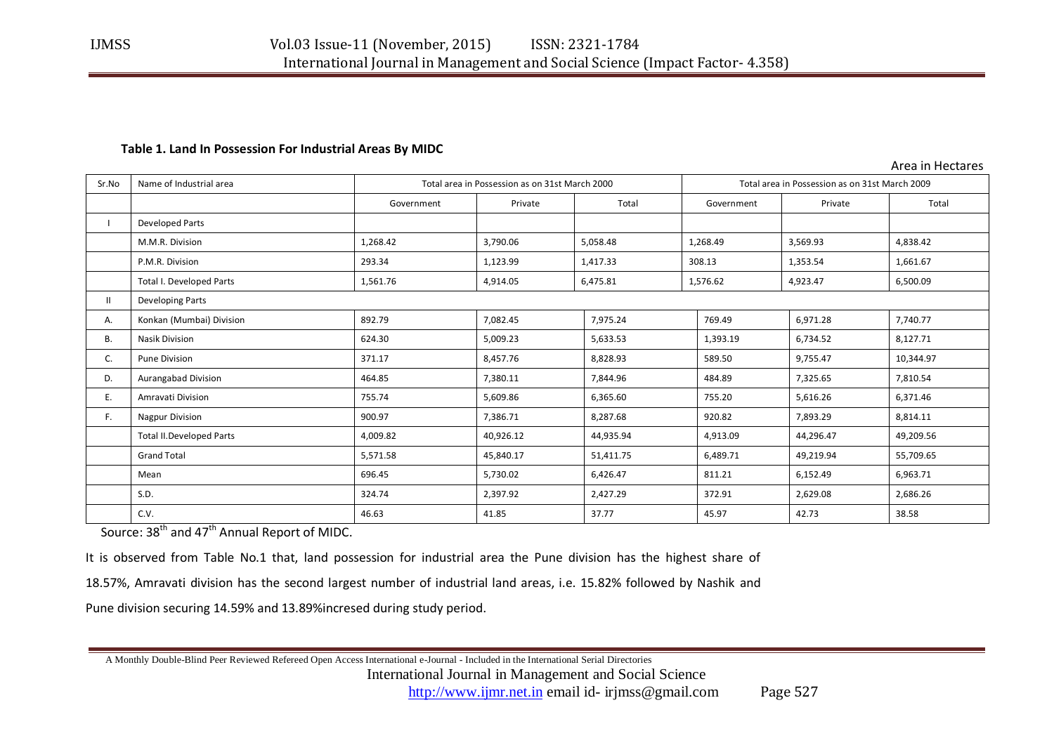**Table 1. Land In Possession For Industrial Areas By MIDC**

Area in Hectares

| Sr.No | Name of Industrial area | Total area in Possession as on 31st March 2000 | | | Total area in Possession as on 31st March 2009 | | |
|---|---|---|---|---|---|---|---|
| | | Government | Private | Total | Government | Private | Total |
| I | Developed Parts | | | | | | |
| | M.M.R. Division | 1,268.42 | 3,790.06 | 5,058.48 | 1,268.49 | 3,569.93 | 4,838.42 |
| | P.M.R. Division | 293.34 | 1,123.99 | 1,417.33 | 308.13 | 1,353.54 | 1,661.67 |
| | Total I. Developed Parts | 1,561.76 | 4,914.05 | 6,475.81 | 1,576.62 | 4,923.47 | 6,500.09 |
| II | Developing Parts | | | | | | |
| A. | Konkan (Mumbai) Division | 892.79 | 7,082.45 | 7,975.24 | 769.49 | 6,971.28 | 7,740.77 |
| B. | Nasik Division | 624.30 | 5,009.23 | 5,633.53 | 1,393.19 | 6,734.52 | 8,127.71 |
| C. | Pune Division | 371.17 | 8,457.76 | 8,828.93 | 589.50 | 9,755.47 | 10,344.97 |
| D. | Aurangabad Division | 464.85 | 7,380.11 | 7,844.96 | 484.89 | 7,325.65 | 7,810.54 |
| E. | Amravati Division | 755.74 | 5,609.86 | 6,365.60 | 755.20 | 5,616.26 | 6,371.46 |
| F. | Nagpur Division | 900.97 | 7,386.71 | 8,287.68 | 920.82 | 7,893.29 | 8,814.11 |
| | Total II.Developed Parts | 4,009.82 | 40,926.12 | 44,935.94 | 4,913.09 | 44,296.47 | 49,209.56 |
| | Grand Total | 5,571.58 | 45,840.17 | 51,411.75 | 6,489.71 | 49,219.94 | 55,709.65 |
| | Mean | 696.45 | 5,730.02 | 6,426.47 | 811.21 | 6,152.49 | 6,963.71 |
| | S.D. | 324.74 | 2,397.92 | 2,427.29 | 372.91 | 2,629.08 | 2,686.26 |
| | C.V. | 46.63 | 41.85 | 37.77 | 45.97 | 42.73 | 38.58 |

Source: 38th and 47th Annual Report of MIDC.

It is observed from Table No.1 that, land possession for industrial area the Pune division has the highest share of 18.57%, Amravati division has the second largest number of industrial land areas, i.e. 15.82% followed by Nashik and Pune division securing 14.59% and 13.89%incresed during study period.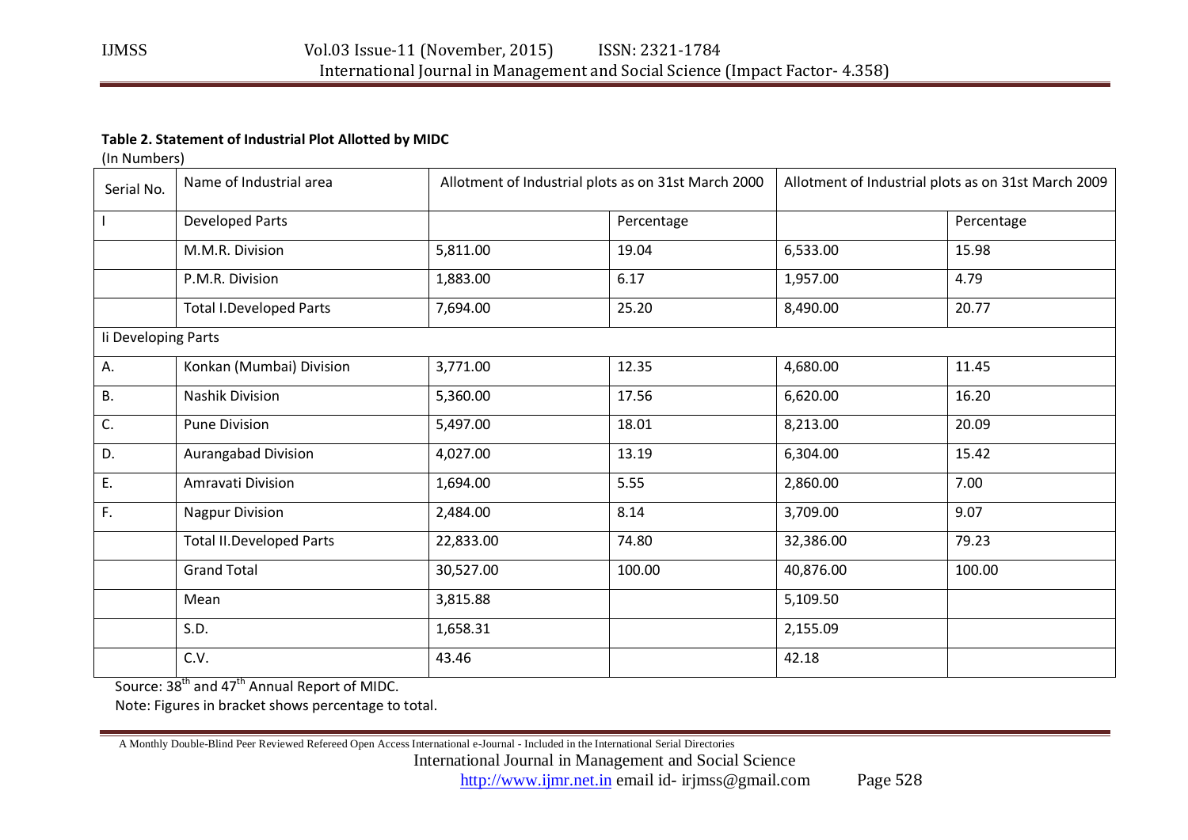**Table 2. Statement of Industrial Plot Allotted by MIDC**

(In Numbers)

| Serial No. | Name of Industrial area | Allotment of Industrial plots as on 31st March 2000 | | Allotment of Industrial plots as on 31st March 2009 | |
|---|---|---|---|---|---|
| I | Developed Parts | | Percentage | | Percentage |
| | M.M.R. Division | 5,811.00 | 19.04 | 6,533.00 | 15.98 |
| | P.M.R. Division | 1,883.00 | 6.17 | 1,957.00 | 4.79 |
| | Total I.Developed Parts | 7,694.00 | 25.20 | 8,490.00 | 20.77 |
| Ii Developing Parts | | | | | |
| A. | Konkan (Mumbai) Division | 3,771.00 | 12.35 | 4,680.00 | 11.45 |
| B. | Nashik Division | 5,360.00 | 17.56 | 6,620.00 | 16.20 |
| C. | Pune Division | 5,497.00 | 18.01 | 8,213.00 | 20.09 |
| D. | Aurangabad Division | 4,027.00 | 13.19 | 6,304.00 | 15.42 |
| E. | Amravati Division | 1,694.00 | 5.55 | 2,860.00 | 7.00 |
| F. | Nagpur Division | 2,484.00 | 8.14 | 3,709.00 | 9.07 |
| | Total II.Developed Parts | 22,833.00 | 74.80 | 32,386.00 | 79.23 |
| | Grand Total | 30,527.00 | 100.00 | 40,876.00 | 100.00 |
| | Mean | 3,815.88 | | 5,109.50 | |
| | S.D. | 1,658.31 | | 2,155.09 | |
| | C.V. | 43.46 | | 42.18 | |

Source: 38th and 47th Annual Report of MIDC.

Note: Figures in bracket shows percentage to total.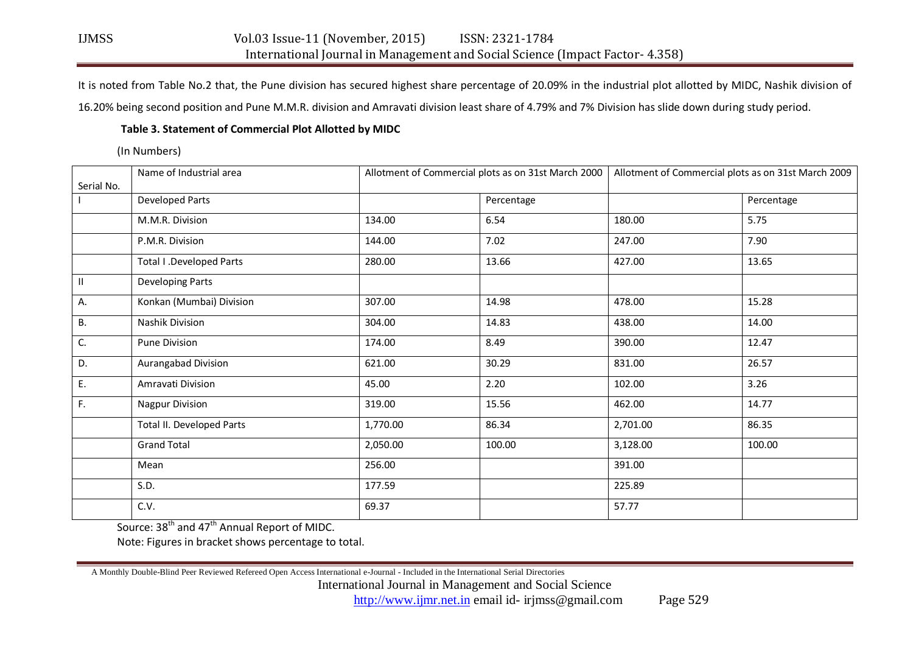It is noted from Table No.2 that, the Pune division has secured highest share percentage of 20.09% in the industrial plot allotted by MIDC, Nashik division of 16.20% being second position and Pune M.M.R. division and Amravati division least share of 4.79% and 7% Division has slide down during study period.

**Table 3. Statement of Commercial Plot Allotted by MIDC**

(In Numbers)

| Serial No. | Name of Industrial area | Allotment of Commercial plots as on 31st March 2000 | | Allotment of Commercial plots as on 31st March 2009 | |
|---|---|---|---|---|---|
| I | Developed Parts | | Percentage | | Percentage |
| | M.M.R. Division | 134.00 | 6.54 | 180.00 | 5.75 |
| | P.M.R. Division | 144.00 | 7.02 | 247.00 | 7.90 |
| | Total I .Developed Parts | 280.00 | 13.66 | 427.00 | 13.65 |
| II | Developing Parts | | | | |
| A. | Konkan (Mumbai) Division | 307.00 | 14.98 | 478.00 | 15.28 |
| B. | Nashik Division | 304.00 | 14.83 | 438.00 | 14.00 |
| C. | Pune Division | 174.00 | 8.49 | 390.00 | 12.47 |
| D. | Aurangabad Division | 621.00 | 30.29 | 831.00 | 26.57 |
| E. | Amravati Division | 45.00 | 2.20 | 102.00 | 3.26 |
| F. | Nagpur Division | 319.00 | 15.56 | 462.00 | 14.77 |
| | Total II. Developed Parts | 1,770.00 | 86.34 | 2,701.00 | 86.35 |
| | Grand Total | 2,050.00 | 100.00 | 3,128.00 | 100.00 |
| | Mean | 256.00 | | 391.00 | |
| | S.D. | 177.59 | | 225.89 | |
| | C.V. | 69.37 | | 57.77 | |

Source: 38th and 47th Annual Report of MIDC.

Note: Figures in bracket shows percentage to total.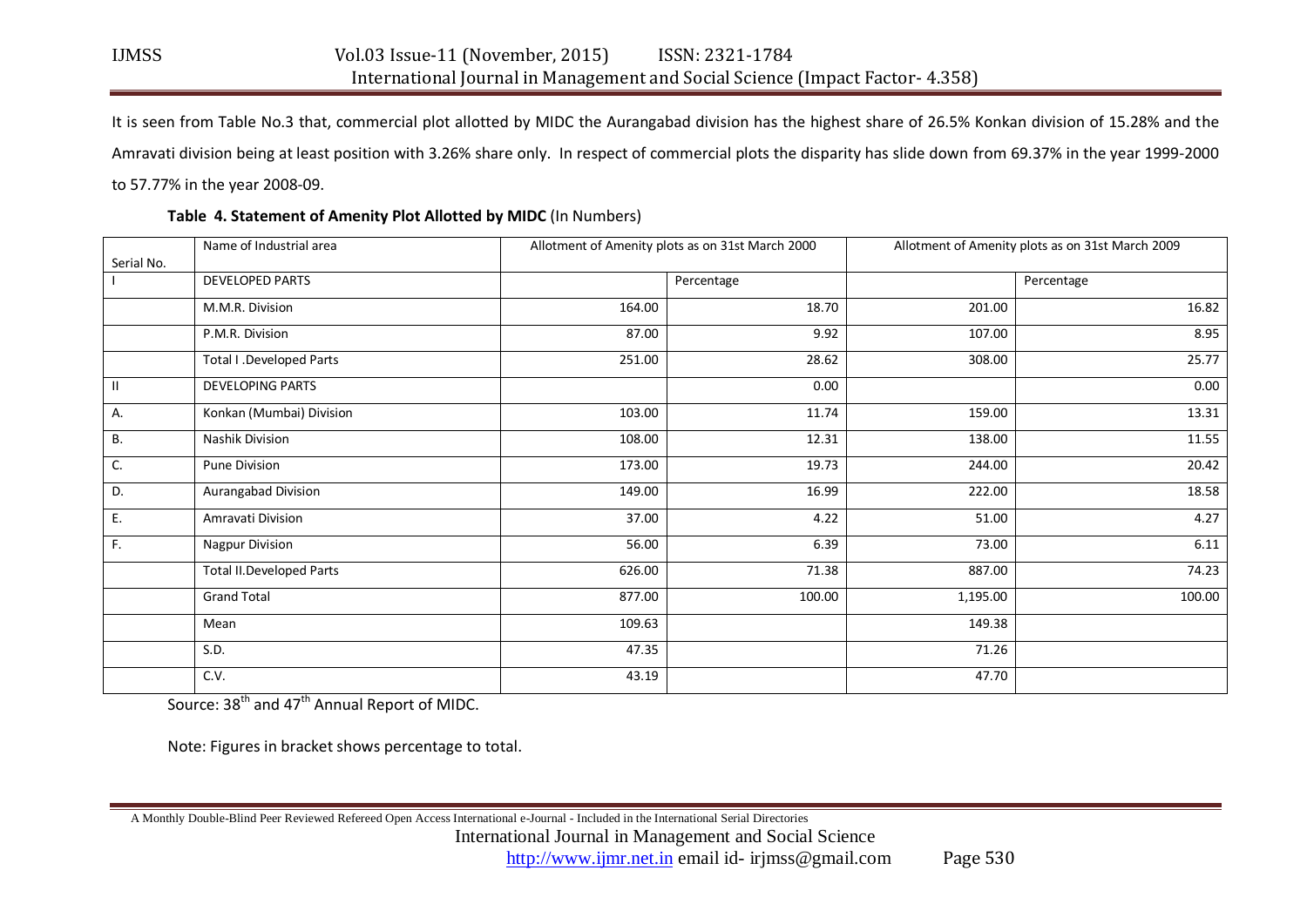It is seen from Table No.3 that, commercial plot allotted by MIDC the Aurangabad division has the highest share of 26.5% Konkan division of 15.28% and the Amravati division being at least position with 3.26% share only. In respect of commercial plots the disparity has slide down from 69.37% in the year 1999-2000 to 57.77% in the year 2008-09.

**Table 4. Statement of Amenity Plot Allotted by MIDC** (In Numbers)

| Serial No. | Name of Industrial area | Allotment of Amenity plots as on 31st March 2000 | | Allotment of Amenity plots as on 31st March 2009 | |
|---|---|---|---|---|---|
| I | DEVELOPED PARTS | | Percentage | | Percentage |
| | M.M.R. Division | 164.00 | 18.70 | 201.00 | 16.82 |
| | P.M.R. Division | 87.00 | 9.92 | 107.00 | 8.95 |
| | Total I .Developed Parts | 251.00 | 28.62 | 308.00 | 25.77 |
| II | DEVELOPING PARTS | | 0.00 | | 0.00 |
| A. | Konkan (Mumbai) Division | 103.00 | 11.74 | 159.00 | 13.31 |
| B. | Nashik Division | 108.00 | 12.31 | 138.00 | 11.55 |
| C. | Pune Division | 173.00 | 19.73 | 244.00 | 20.42 |
| D. | Aurangabad Division | 149.00 | 16.99 | 222.00 | 18.58 |
| E. | Amravati Division | 37.00 | 4.22 | 51.00 | 4.27 |
| F. | Nagpur Division | 56.00 | 6.39 | 73.00 | 6.11 |
| | Total II.Developed Parts | 626.00 | 71.38 | 887.00 | 74.23 |
| | Grand Total | 877.00 | 100.00 | 1,195.00 | 100.00 |
| | Mean | 109.63 | | 149.38 | |
| | S.D. | 47.35 | | 71.26 | |
| | C.V. | 43.19 | | 47.70 | |

Source: 38th and 47th Annual Report of MIDC.

Note: Figures in bracket shows percentage to total.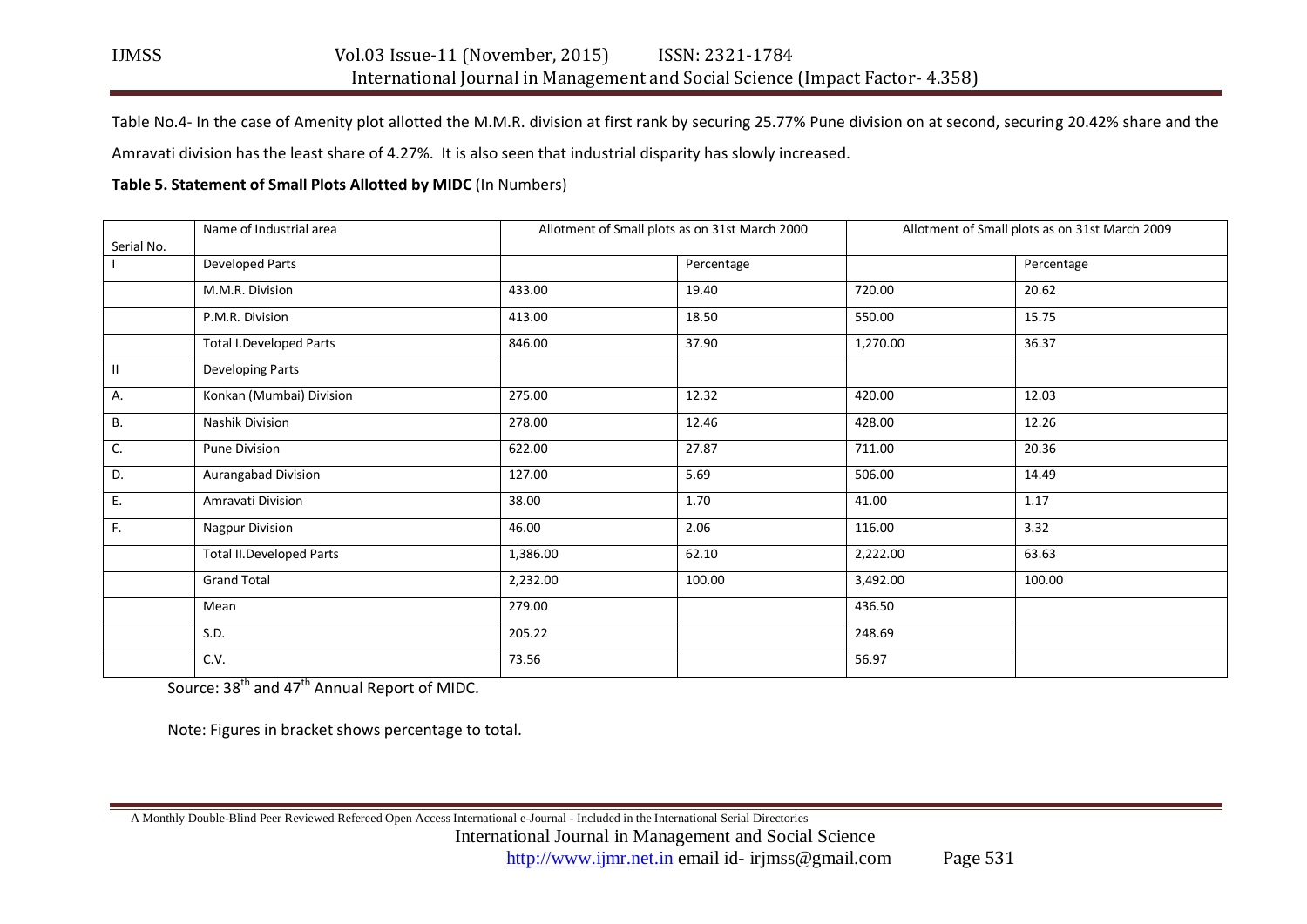Table No.4- In the case of Amenity plot allotted the M.M.R. division at first rank by securing 25.77% Pune division on at second, securing 20.42% share and the Amravati division has the least share of 4.27%. It is also seen that industrial disparity has slowly increased.

**Table 5. Statement of Small Plots Allotted by MIDC** (In Numbers)

| Serial No. | Name of Industrial area | Allotment of Small plots as on 31st March 2000 | | Allotment of Small plots as on 31st March 2009 | |
|---|---|---|---|---|---|
| I | Developed Parts | | Percentage | | Percentage |
| | M.M.R. Division | 433.00 | 19.40 | 720.00 | 20.62 |
| | P.M.R. Division | 413.00 | 18.50 | 550.00 | 15.75 |
| | Total I.Developed Parts | 846.00 | 37.90 | 1,270.00 | 36.37 |
| II | Developing Parts | | | | |
| A. | Konkan (Mumbai) Division | 275.00 | 12.32 | 420.00 | 12.03 |
| B. | Nashik Division | 278.00 | 12.46 | 428.00 | 12.26 |
| C. | Pune Division | 622.00 | 27.87 | 711.00 | 20.36 |
| D. | Aurangabad Division | 127.00 | 5.69 | 506.00 | 14.49 |
| E. | Amravati Division | 38.00 | 1.70 | 41.00 | 1.17 |
| F. | Nagpur Division | 46.00 | 2.06 | 116.00 | 3.32 |
| | Total II.Developed Parts | 1,386.00 | 62.10 | 2,222.00 | 63.63 |
| | Grand Total | 2,232.00 | 100.00 | 3,492.00 | 100.00 |
| | Mean | 279.00 | | 436.50 | |
| | S.D. | 205.22 | | 248.69 | |
| | C.V. | 73.56 | | 56.97 | |

Source: 38th and 47th Annual Report of MIDC.

Note: Figures in bracket shows percentage to total.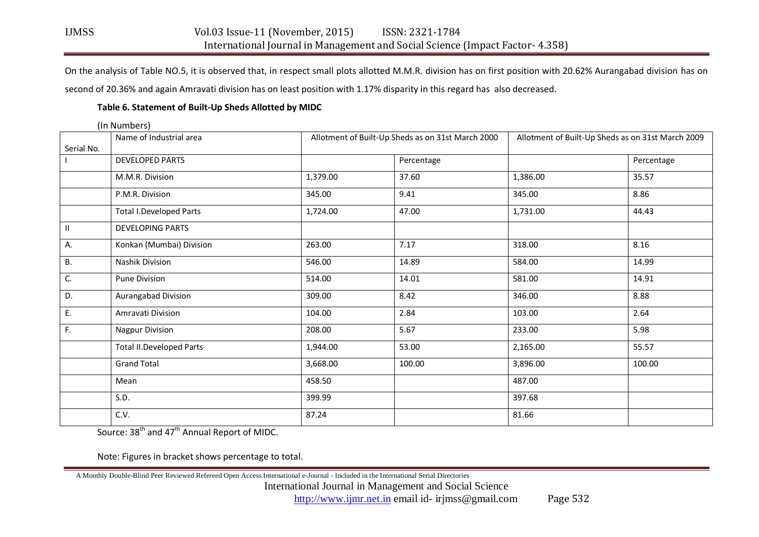On the analysis of Table NO.5, it is observed that, in respect small plots allotted M.M.R. division has on first position with 20.62% Aurangabad division has on second of 20.36% and again Amravati division has on least position with 1.17% disparity in this regard has also decreased.

**Table 6. Statement of Built-Up Sheds Allotted by MIDC**

(In Numbers)

| Serial No. | Name of Industrial area | Allotment of Built-Up Sheds as on 31st March 2000 | | Allotment of Built-Up Sheds as on 31st March 2009 | |
|---|---|---|---|---|---|
| I | DEVELOPED PARTS | | Percentage | | Percentage |
| | M.M.R. Division | 1,379.00 | 37.60 | 1,386.00 | 35.57 |
| | P.M.R. Division | 345.00 | 9.41 | 345.00 | 8.86 |
| | Total I.Developed Parts | 1,724.00 | 47.00 | 1,731.00 | 44.43 |
| II | DEVELOPING PARTS | | | | |
| A. | Konkan (Mumbai) Division | 263.00 | 7.17 | 318.00 | 8.16 |
| B. | Nashik Division | 546.00 | 14.89 | 584.00 | 14.99 |
| C. | Pune Division | 514.00 | 14.01 | 581.00 | 14.91 |
| D. | Aurangabad Division | 309.00 | 8.42 | 346.00 | 8.88 |
| E. | Amravati Division | 104.00 | 2.84 | 103.00 | 2.64 |
| F. | Nagpur Division | 208.00 | 5.67 | 233.00 | 5.98 |
| | Total II.Developed Parts | 1,944.00 | 53.00 | 2,165.00 | 55.57 |
| | Grand Total | 3,668.00 | 100.00 | 3,896.00 | 100.00 |
| | Mean | 458.50 | | 487.00 | |
| | S.D. | 399.99 | | 397.68 | |
| | C.V. | 87.24 | | 81.66 | |

Source: 38th and 47th Annual Report of MIDC.

Note: Figures in bracket shows percentage to total.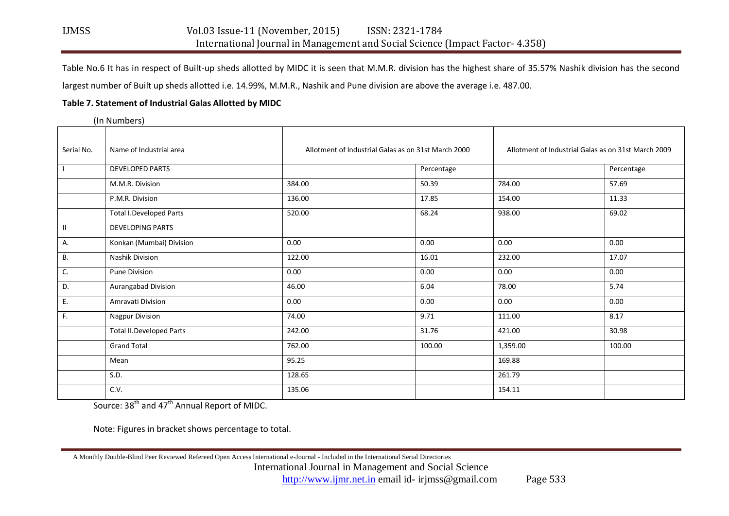Table No.6 It has in respect of Built-up sheds allotted by MIDC it is seen that M.M.R. division has the highest share of 35.57% Nashik division has the second largest number of Built up sheds allotted i.e. 14.99%, M.M.R., Nashik and Pune division are above the average i.e. 487.00.

**Table 7. Statement of Industrial Galas Allotted by MIDC**

(In Numbers)

| Serial No. | Name of Industrial area | Allotment of Industrial Galas as on 31st March 2000 | | Allotment of Industrial Galas as on 31st March 2009 | |
|---|---|---|---|---|---|
| I | DEVELOPED PARTS | | Percentage | | Percentage |
| | M.M.R. Division | 384.00 | 50.39 | 784.00 | 57.69 |
| | P.M.R. Division | 136.00 | 17.85 | 154.00 | 11.33 |
| | Total I.Developed Parts | 520.00 | 68.24 | 938.00 | 69.02 |
| II | DEVELOPING PARTS | | | | |
| A. | Konkan (Mumbai) Division | 0.00 | 0.00 | 0.00 | 0.00 |
| B. | Nashik Division | 122.00 | 16.01 | 232.00 | 17.07 |
| C. | Pune Division | 0.00 | 0.00 | 0.00 | 0.00 |
| D. | Aurangabad Division | 46.00 | 6.04 | 78.00 | 5.74 |
| E. | Amravati Division | 0.00 | 0.00 | 0.00 | 0.00 |
| F. | Nagpur Division | 74.00 | 9.71 | 111.00 | 8.17 |
| | Total II.Developed Parts | 242.00 | 31.76 | 421.00 | 30.98 |
| | Grand Total | 762.00 | 100.00 | 1,359.00 | 100.00 |
| | Mean | 95.25 | | 169.88 | |
| | S.D. | 128.65 | | 261.79 | |
| | C.V. | 135.06 | | 154.11 | |

Source: 38th and 47th Annual Report of MIDC.

Note: Figures in bracket shows percentage to total.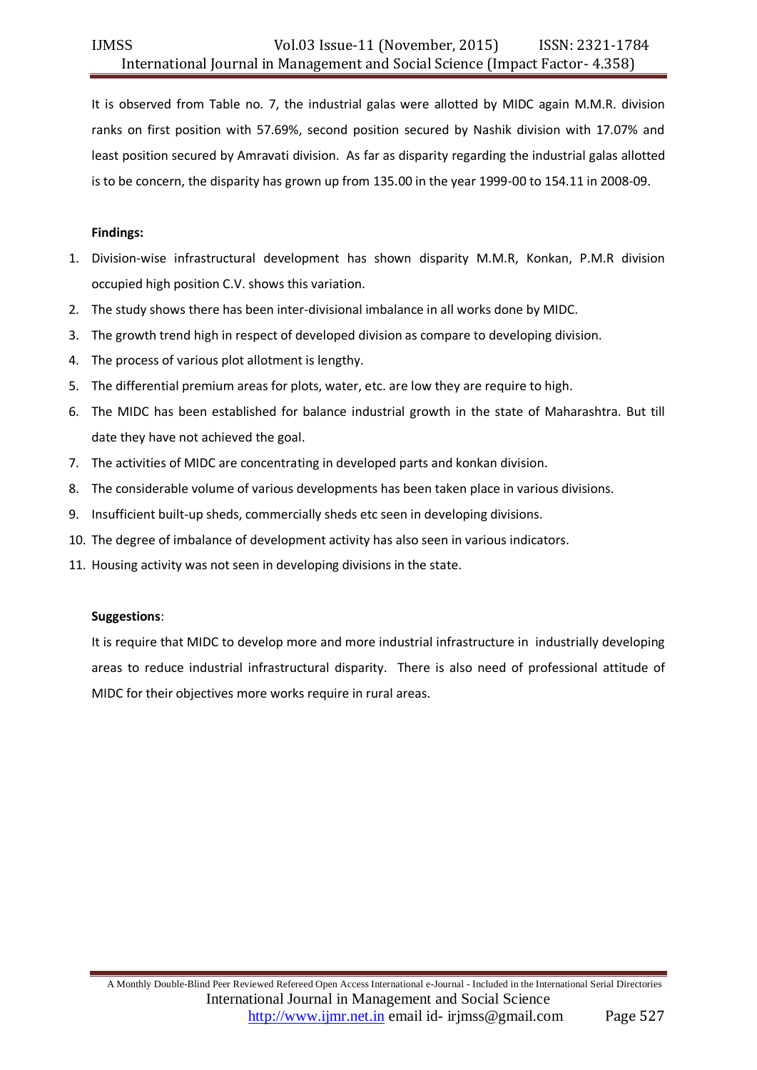It is observed from Table no. 7, the industrial galas were allotted by MIDC again M.M.R. division ranks on first position with 57.69%, second position secured by Nashik division with 17.07% and least position secured by Amravati division. As far as disparity regarding the industrial galas allotted is to be concern, the disparity has grown up from 135.00 in the year 1999-00 to 154.11 in 2008-09.

**Findings:**

1. Division-wise infrastructural development has shown disparity M.M.R, Konkan, P.M.R division occupied high position C.V. shows this variation.
2. The study shows there has been inter-divisional imbalance in all works done by MIDC.
3. The growth trend high in respect of developed division as compare to developing division.
4. The process of various plot allotment is lengthy.
5. The differential premium areas for plots, water, etc. are low they are require to high.
6. The MIDC has been established for balance industrial growth in the state of Maharashtra. But till date they have not achieved the goal.
7. The activities of MIDC are concentrating in developed parts and konkan division.
8. The considerable volume of various developments has been taken place in various divisions.
9. Insufficient built-up sheds, commercially sheds etc seen in developing divisions.
10. The degree of imbalance of development activity has also seen in various indicators.
11. Housing activity was not seen in developing divisions in the state.

**Suggestions**:

It is require that MIDC to develop more and more industrial infrastructure in industrially developing areas to reduce industrial infrastructural disparity. There is also need of professional attitude of MIDC for their objectives more works require in rural areas.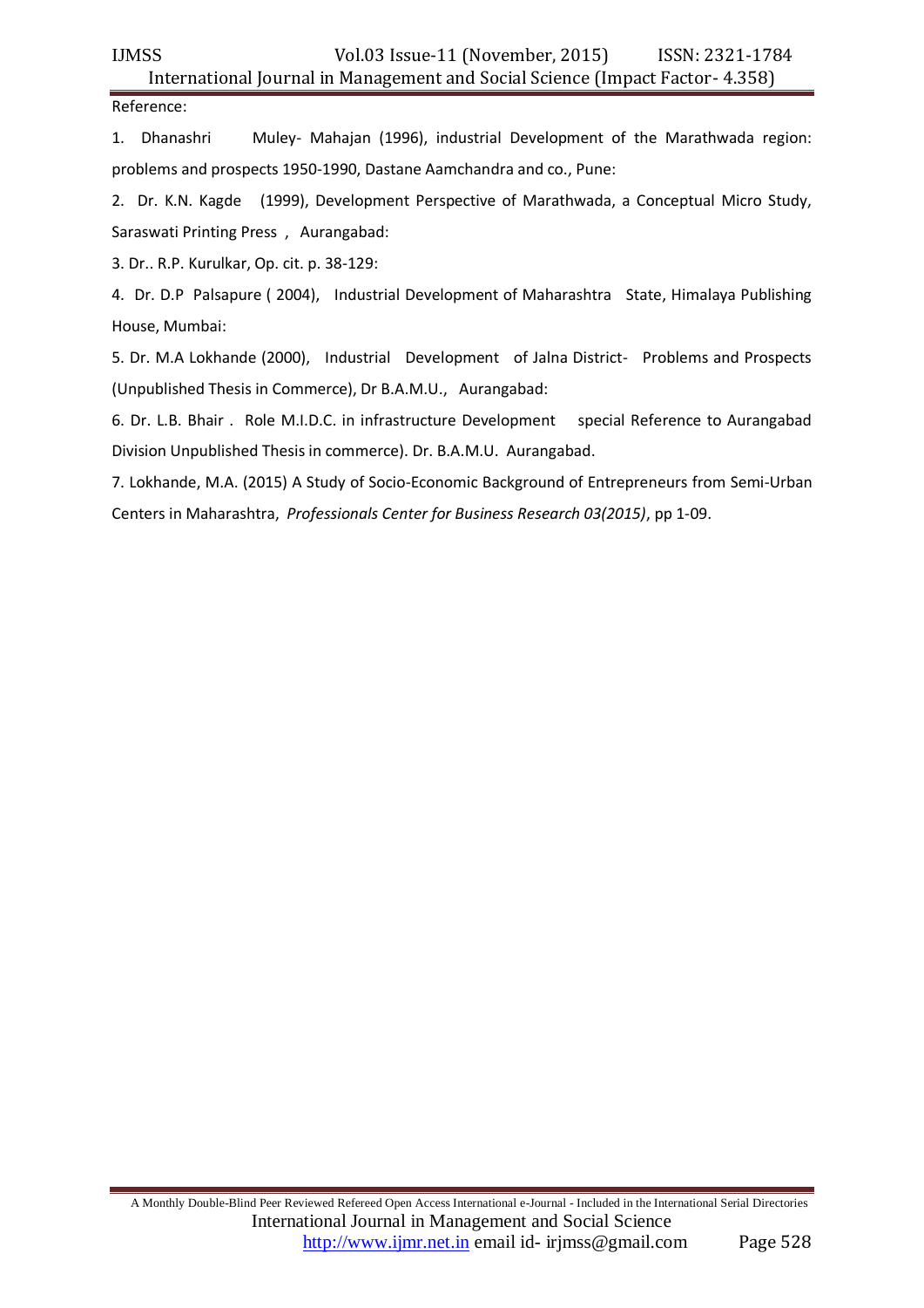Reference:

1. Dhanashri Muley- Mahajan (1996), industrial Development of the Marathwada region: problems and prospects 1950-1990, Dastane Aamchandra and co., Pune:

2. Dr. K.N. Kagde (1999), Development Perspective of Marathwada, a Conceptual Micro Study, Saraswati Printing Press , Aurangabad:

3. Dr.. R.P. Kurulkar, Op. cit. p. 38-129:

4. Dr. D.P Palsapure ( 2004), Industrial Development of Maharashtra State, Himalaya Publishing House, Mumbai:

5. Dr. M.A Lokhande (2000), Industrial Development of Jalna District- Problems and Prospects (Unpublished Thesis in Commerce), Dr B.A.M.U., Aurangabad:

6. Dr. L.B. Bhair . Role M.I.D.C. in infrastructure Development special Reference to Aurangabad Division Unpublished Thesis in commerce). Dr. B.A.M.U. Aurangabad.

7. Lokhande, M.A. (2015) A Study of Socio-Economic Background of Entrepreneurs from Semi-Urban Centers in Maharashtra, *Professionals Center for Business Research 03(2015)*, pp 1-09.